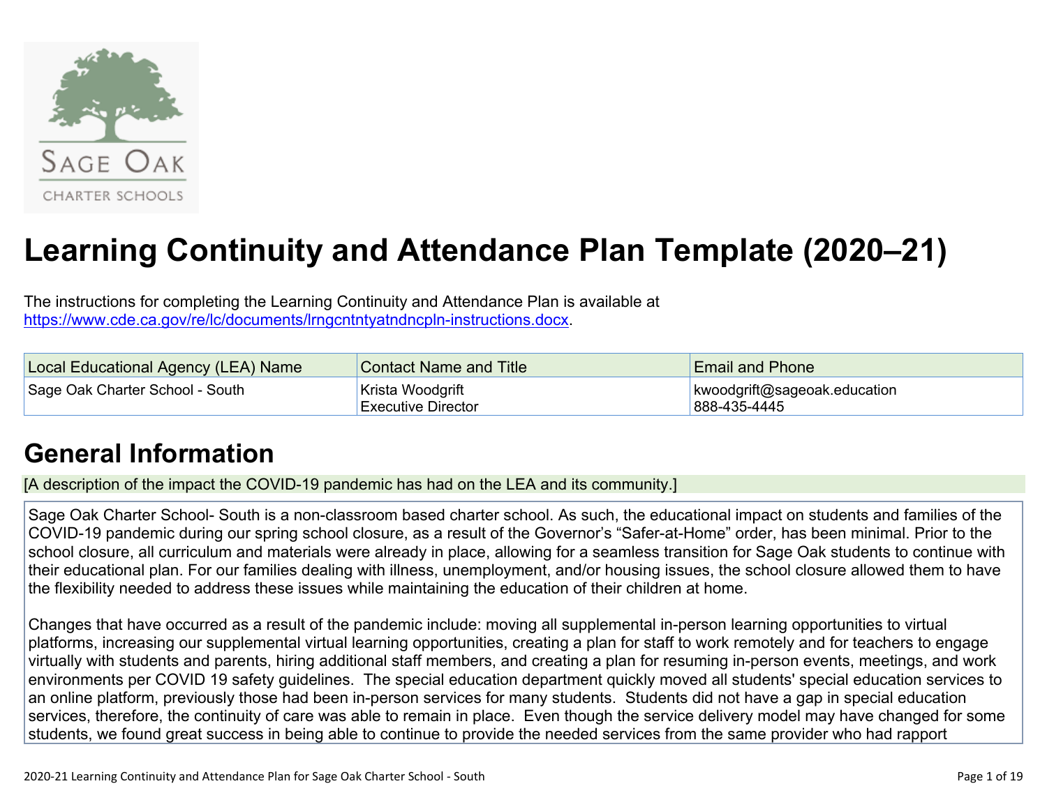# Learning Continuity and Attendance Plan Template (2020–21)

The instructions for completing the Learning Continuity and Attendance Plan is available at https://www.cde.ca.gov/re/lc/documents/lrngcntntyatndncpln-instructions.docx.

| Local Educational Agency (LEA) Name | Contact Name and Title | Email and Phone |
| --- | --- | --- |
| Sage Oak Charter School - South | Krista Woodgrift<br>Executive Director | kwoodgrift@sageoak.education<br>888-435-4445 |

## General Information

[A description of the impact the COVID-19 pandemic has had on the LEA and its community.]

Sage Oak Charter School- South is a non-classroom based charter school. As such, the educational impact on students and families of the COVID-19 pandemic during our spring school closure, as a result of the Governor's "Safer-at-Home" order, has been minimal. Prior to the school closure, all curriculum and materials were already in place, allowing for a seamless transition for Sage Oak students to continue with their educational plan. For our families dealing with illness, unemployment, and/or housing issues, the school closure allowed them to have the flexibility needed to address these issues while maintaining the education of their children at home.

Changes that have occurred as a result of the pandemic include: moving all supplemental in-person learning opportunities to virtual platforms, increasing our supplemental virtual learning opportunities, creating a plan for staff to work remotely and for teachers to engage virtually with students and parents, hiring additional staff members, and creating a plan for resuming in-person events, meetings, and work environments per COVID 19 safety guidelines. The special education department quickly moved all students' special education services to an online platform, previously those had been in-person services for many students. Students did not have a gap in special education services, therefore, the continuity of care was able to remain in place. Even though the service delivery model may have changed for some students, we found great success in being able to continue to provide the needed services from the same provider who had rapport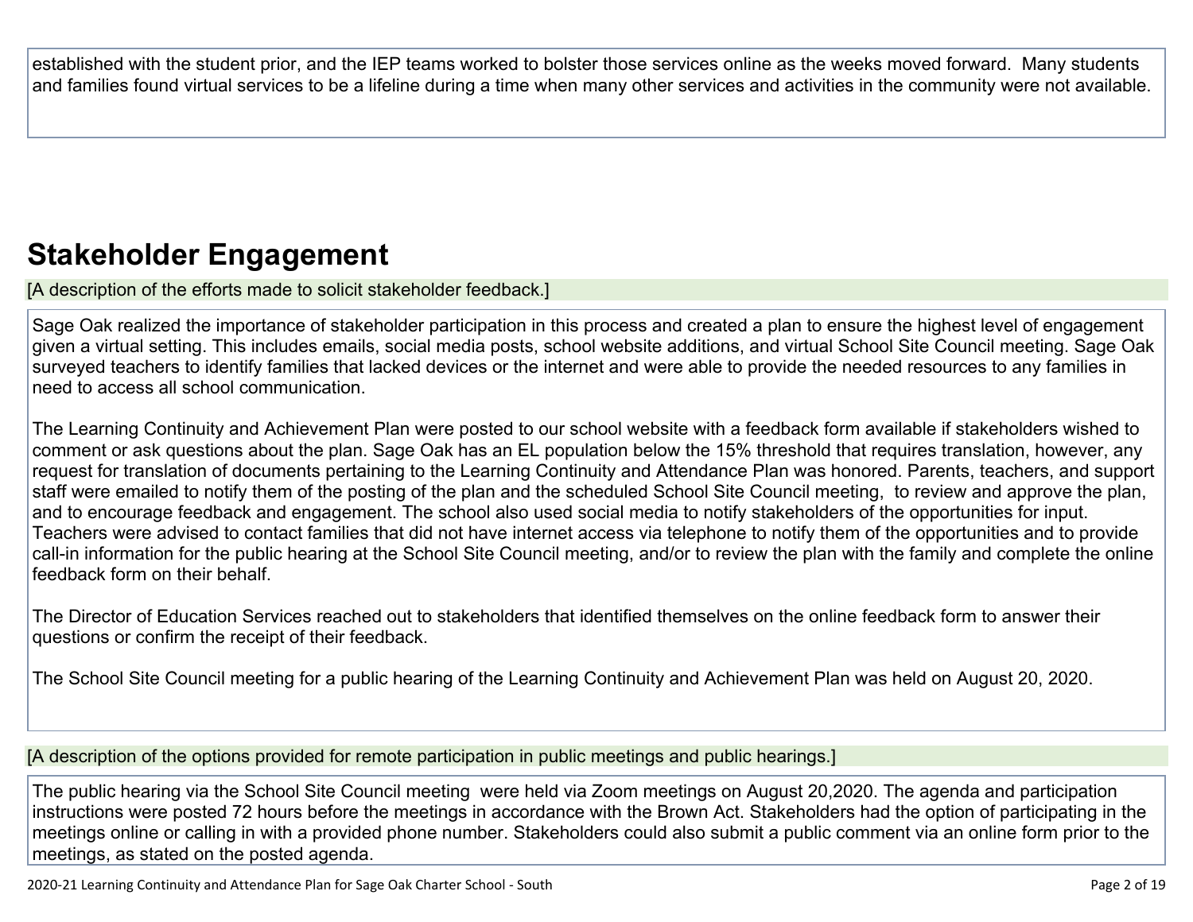established with the student prior, and the IEP teams worked to bolster those services online as the weeks moved forward. Many students and families found virtual services to be a lifeline during a time when many other services and activities in the community were not available.

## Stakeholder Engagement

[A description of the efforts made to solicit stakeholder feedback.]

Sage Oak realized the importance of stakeholder participation in this process and created a plan to ensure the highest level of engagement given a virtual setting. This includes emails, social media posts, school website additions, and virtual School Site Council meeting. Sage Oak surveyed teachers to identify families that lacked devices or the internet and were able to provide the needed resources to any families in need to access all school communication.

The Learning Continuity and Achievement Plan were posted to our school website with a feedback form available if stakeholders wished to comment or ask questions about the plan. Sage Oak has an EL population below the 15% threshold that requires translation, however, any request for translation of documents pertaining to the Learning Continuity and Attendance Plan was honored. Parents, teachers, and support staff were emailed to notify them of the posting of the plan and the scheduled School Site Council meeting, to review and approve the plan, and to encourage feedback and engagement. The school also used social media to notify stakeholders of the opportunities for input. Teachers were advised to contact families that did not have internet access via telephone to notify them of the opportunities and to provide call-in information for the public hearing at the School Site Council meeting, and/or to review the plan with the family and complete the online feedback form on their behalf.

The Director of Education Services reached out to stakeholders that identified themselves on the online feedback form to answer their questions or confirm the receipt of their feedback.

The School Site Council meeting for a public hearing of the Learning Continuity and Achievement Plan was held on August 20, 2020.

[A description of the options provided for remote participation in public meetings and public hearings.]

The public hearing via the School Site Council meeting were held via Zoom meetings on August 20,2020. The agenda and participation instructions were posted 72 hours before the meetings in accordance with the Brown Act. Stakeholders had the option of participating in the meetings online or calling in with a provided phone number. Stakeholders could also submit a public comment via an online form prior to the meetings, as stated on the posted agenda.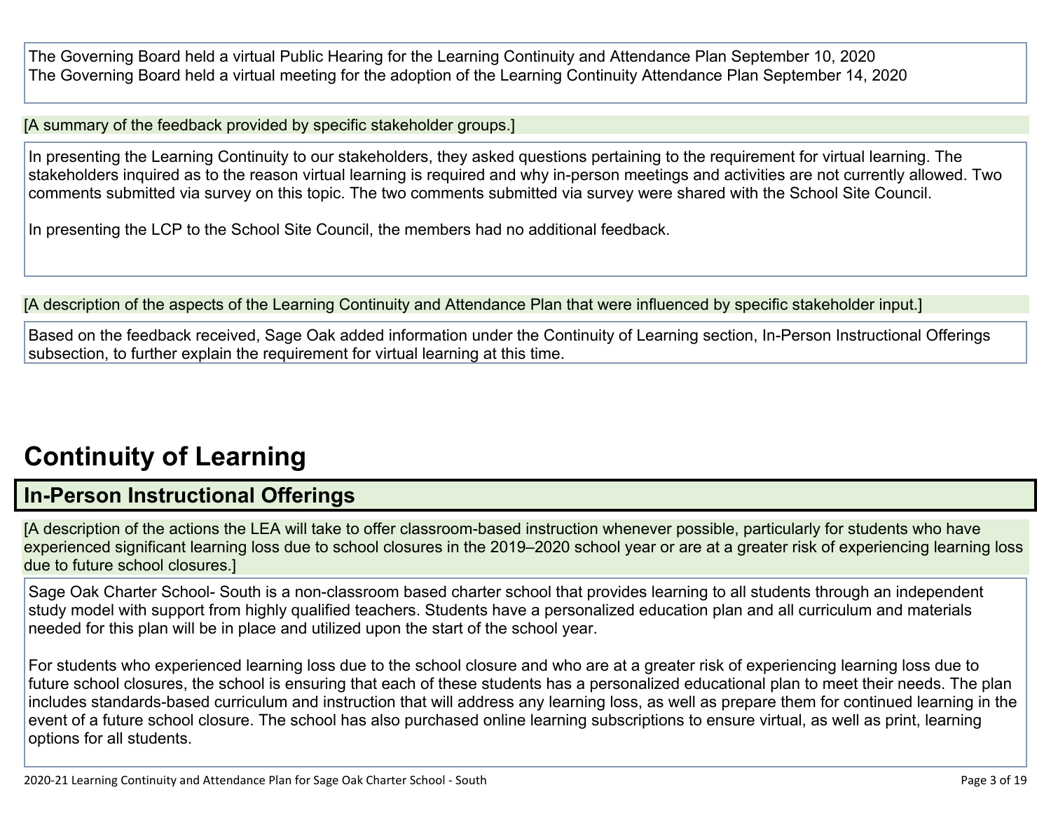The Governing Board held a virtual Public Hearing for the Learning Continuity and Attendance Plan September 10, 2020
The Governing Board held a virtual meeting for the adoption of the Learning Continuity Attendance Plan September 14, 2020

[A summary of the feedback provided by specific stakeholder groups.]

In presenting the Learning Continuity to our stakeholders, they asked questions pertaining to the requirement for virtual learning. The stakeholders inquired as to the reason virtual learning is required and why in-person meetings and activities are not currently allowed. Two comments submitted via survey on this topic. The two comments submitted via survey were shared with the School Site Council.

In presenting the LCP to the School Site Council, the members had no additional feedback.

[A description of the aspects of the Learning Continuity and Attendance Plan that were influenced by specific stakeholder input.]

Based on the feedback received, Sage Oak added information under the Continuity of Learning section, In-Person Instructional Offerings subsection, to further explain the requirement for virtual learning at this time.

# Continuity of Learning

## In-Person Instructional Offerings

[A description of the actions the LEA will take to offer classroom-based instruction whenever possible, particularly for students who have experienced significant learning loss due to school closures in the 2019–2020 school year or are at a greater risk of experiencing learning loss due to future school closures.]

Sage Oak Charter School- South is a non-classroom based charter school that provides learning to all students through an independent study model with support from highly qualified teachers. Students have a personalized education plan and all curriculum and materials needed for this plan will be in place and utilized upon the start of the school year.

For students who experienced learning loss due to the school closure and who are at a greater risk of experiencing learning loss due to future school closures, the school is ensuring that each of these students has a personalized educational plan to meet their needs. The plan includes standards-based curriculum and instruction that will address any learning loss, as well as prepare them for continued learning in the event of a future school closure. The school has also purchased online learning subscriptions to ensure virtual, as well as print, learning options for all students.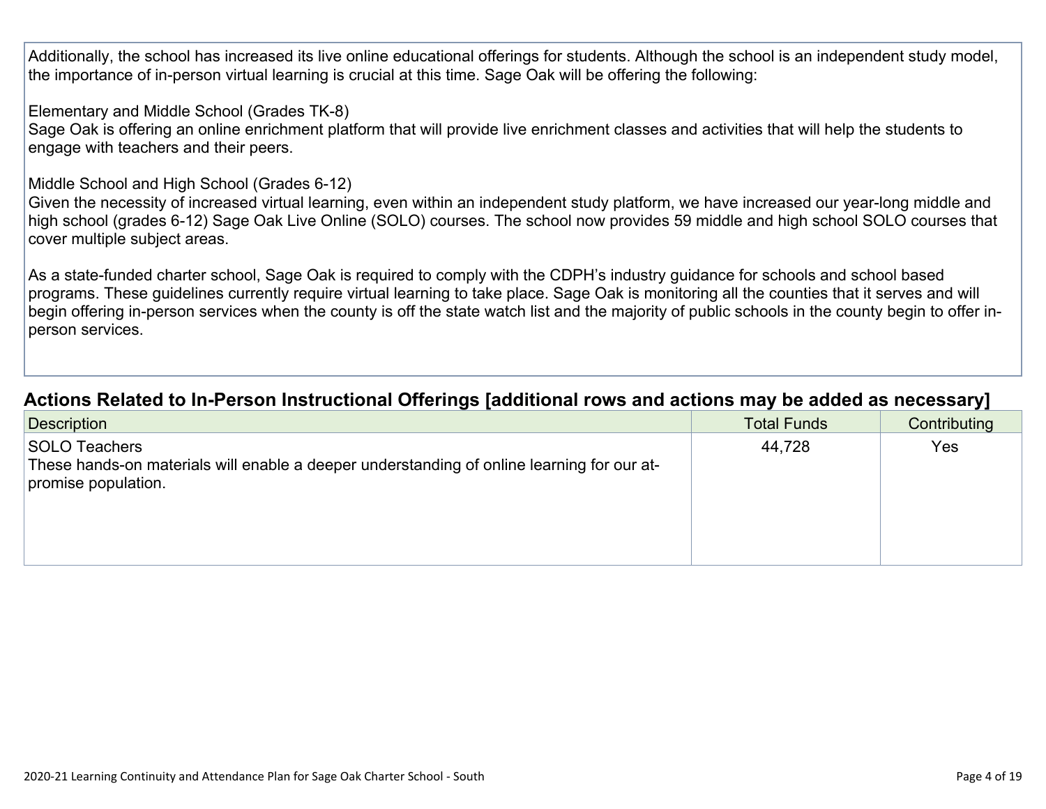Additionally, the school has increased its live online educational offerings for students. Although the school is an independent study model, the importance of in-person virtual learning is crucial at this time. Sage Oak will be offering the following:

Elementary and Middle School (Grades TK-8)
Sage Oak is offering an online enrichment platform that will provide live enrichment classes and activities that will help the students to engage with teachers and their peers.

Middle School and High School (Grades 6-12)
Given the necessity of increased virtual learning, even within an independent study platform, we have increased our year-long middle and high school (grades 6-12) Sage Oak Live Online (SOLO) courses. The school now provides 59 middle and high school SOLO courses that cover multiple subject areas.

As a state-funded charter school, Sage Oak is required to comply with the CDPH's industry guidance for schools and school based programs. These guidelines currently require virtual learning to take place. Sage Oak is monitoring all the counties that it serves and will begin offering in-person services when the county is off the state watch list and the majority of public schools in the county begin to offer in-person services.

## Actions Related to In-Person Instructional Offerings [additional rows and actions may be added as necessary]

| Description | Total Funds | Contributing |
| --- | --- | --- |
| SOLO Teachers<br>These hands-on materials will enable a deeper understanding of online learning for our at-promise population. | 44,728 | Yes |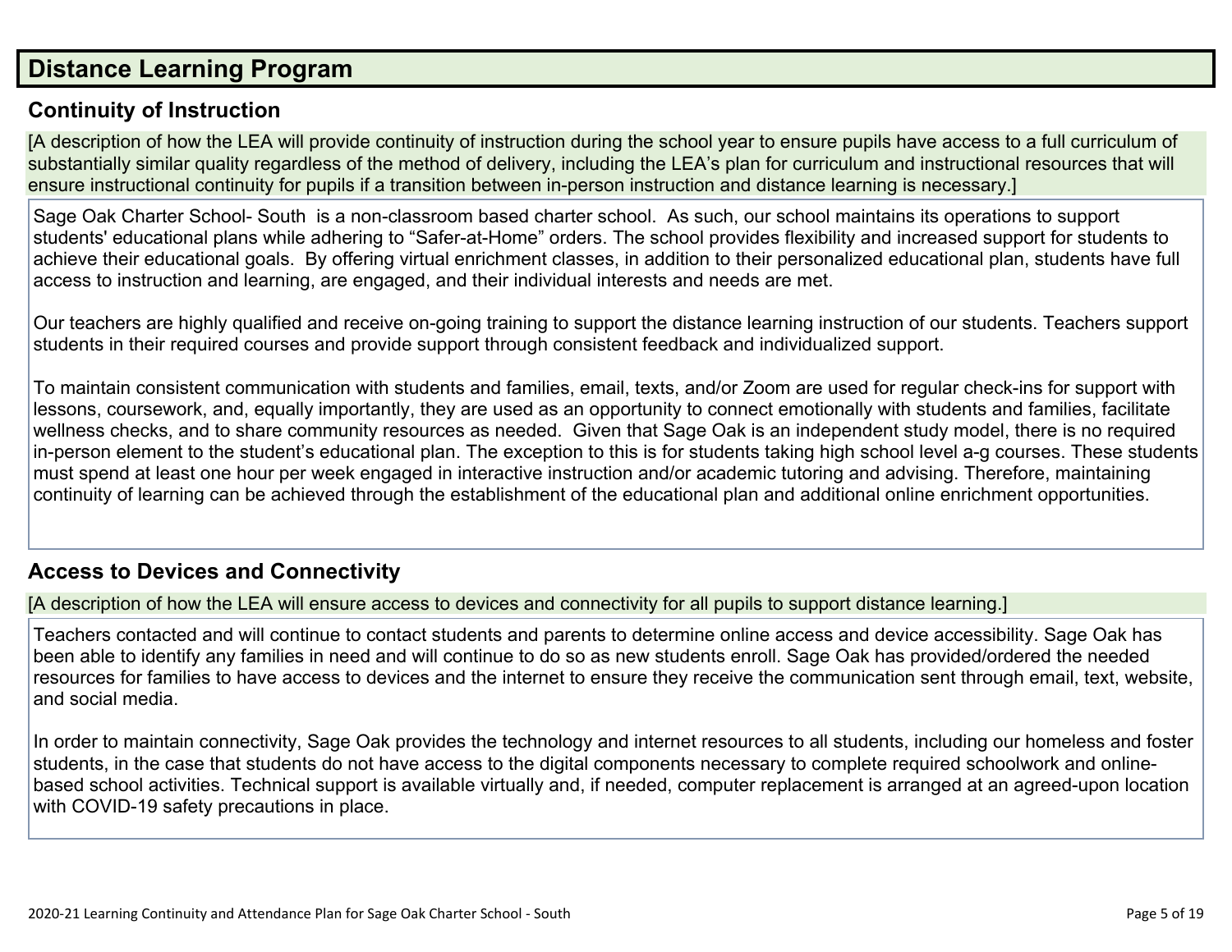## Distance Learning Program

### Continuity of Instruction

[A description of how the LEA will provide continuity of instruction during the school year to ensure pupils have access to a full curriculum of substantially similar quality regardless of the method of delivery, including the LEA's plan for curriculum and instructional resources that will ensure instructional continuity for pupils if a transition between in-person instruction and distance learning is necessary.]

Sage Oak Charter School- South is a non-classroom based charter school. As such, our school maintains its operations to support students' educational plans while adhering to "Safer-at-Home" orders. The school provides flexibility and increased support for students to achieve their educational goals. By offering virtual enrichment classes, in addition to their personalized educational plan, students have full access to instruction and learning, are engaged, and their individual interests and needs are met.

Our teachers are highly qualified and receive on-going training to support the distance learning instruction of our students. Teachers support students in their required courses and provide support through consistent feedback and individualized support.

To maintain consistent communication with students and families, email, texts, and/or Zoom are used for regular check-ins for support with lessons, coursework, and, equally importantly, they are used as an opportunity to connect emotionally with students and families, facilitate wellness checks, and to share community resources as needed. Given that Sage Oak is an independent study model, there is no required in-person element to the student's educational plan. The exception to this is for students taking high school level a-g courses. These students must spend at least one hour per week engaged in interactive instruction and/or academic tutoring and advising. Therefore, maintaining continuity of learning can be achieved through the establishment of the educational plan and additional online enrichment opportunities.

### Access to Devices and Connectivity

[A description of how the LEA will ensure access to devices and connectivity for all pupils to support distance learning.]

Teachers contacted and will continue to contact students and parents to determine online access and device accessibility. Sage Oak has been able to identify any families in need and will continue to do so as new students enroll. Sage Oak has provided/ordered the needed resources for families to have access to devices and the internet to ensure they receive the communication sent through email, text, website, and social media.

In order to maintain connectivity, Sage Oak provides the technology and internet resources to all students, including our homeless and foster students, in the case that students do not have access to the digital components necessary to complete required schoolwork and online-based school activities. Technical support is available virtually and, if needed, computer replacement is arranged at an agreed-upon location with COVID-19 safety precautions in place.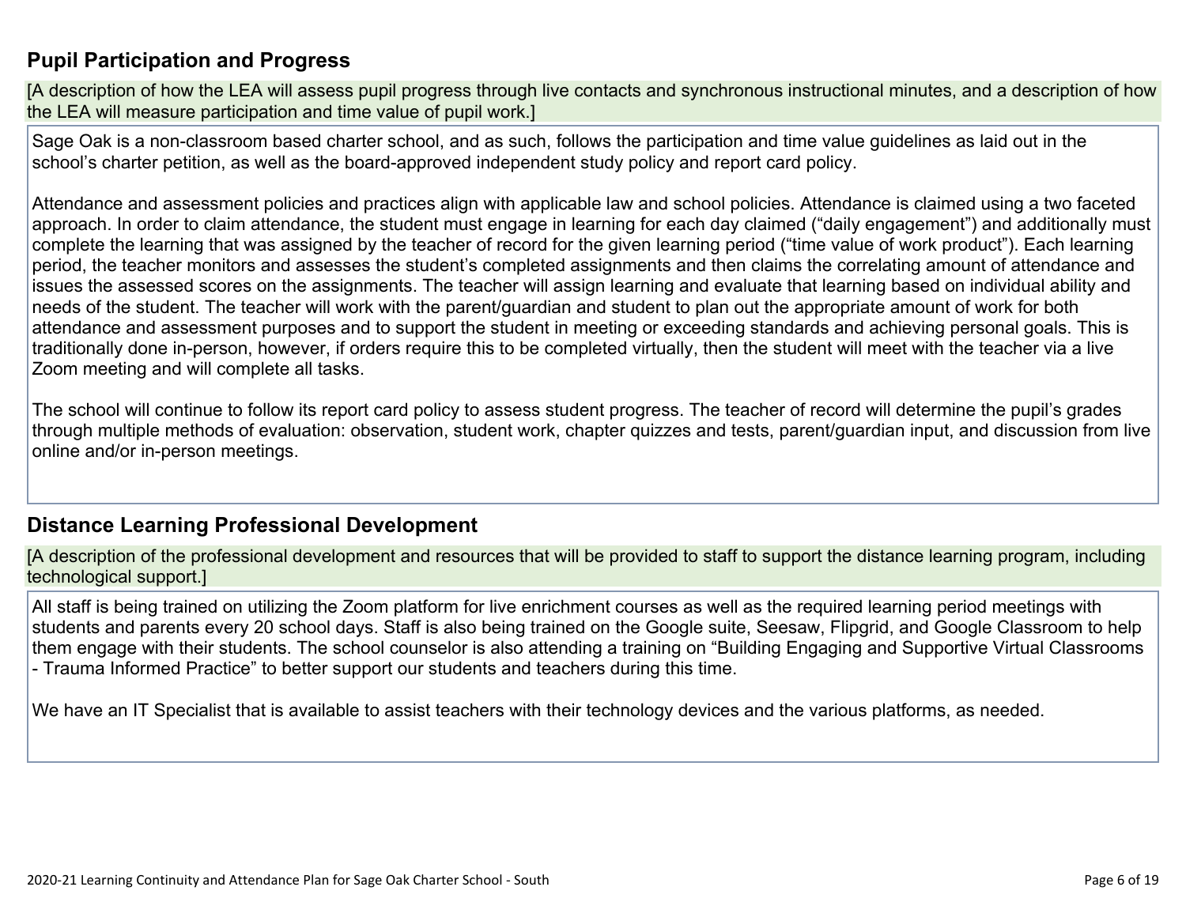## Pupil Participation and Progress

[A description of how the LEA will assess pupil progress through live contacts and synchronous instructional minutes, and a description of how the LEA will measure participation and time value of pupil work.]

Sage Oak is a non-classroom based charter school, and as such, follows the participation and time value guidelines as laid out in the school's charter petition, as well as the board-approved independent study policy and report card policy.

Attendance and assessment policies and practices align with applicable law and school policies. Attendance is claimed using a two faceted approach. In order to claim attendance, the student must engage in learning for each day claimed ("daily engagement") and additionally must complete the learning that was assigned by the teacher of record for the given learning period ("time value of work product"). Each learning period, the teacher monitors and assesses the student's completed assignments and then claims the correlating amount of attendance and issues the assessed scores on the assignments. The teacher will assign learning and evaluate that learning based on individual ability and needs of the student. The teacher will work with the parent/guardian and student to plan out the appropriate amount of work for both attendance and assessment purposes and to support the student in meeting or exceeding standards and achieving personal goals. This is traditionally done in-person, however, if orders require this to be completed virtually, then the student will meet with the teacher via a live Zoom meeting and will complete all tasks.

The school will continue to follow its report card policy to assess student progress. The teacher of record will determine the pupil's grades through multiple methods of evaluation: observation, student work, chapter quizzes and tests, parent/guardian input, and discussion from live online and/or in-person meetings.

## Distance Learning Professional Development

[A description of the professional development and resources that will be provided to staff to support the distance learning program, including technological support.]

All staff is being trained on utilizing the Zoom platform for live enrichment courses as well as the required learning period meetings with students and parents every 20 school days. Staff is also being trained on the Google suite, Seesaw, Flipgrid, and Google Classroom to help them engage with their students. The school counselor is also attending a training on "Building Engaging and Supportive Virtual Classrooms - Trauma Informed Practice" to better support our students and teachers during this time.

We have an IT Specialist that is available to assist teachers with their technology devices and the various platforms, as needed.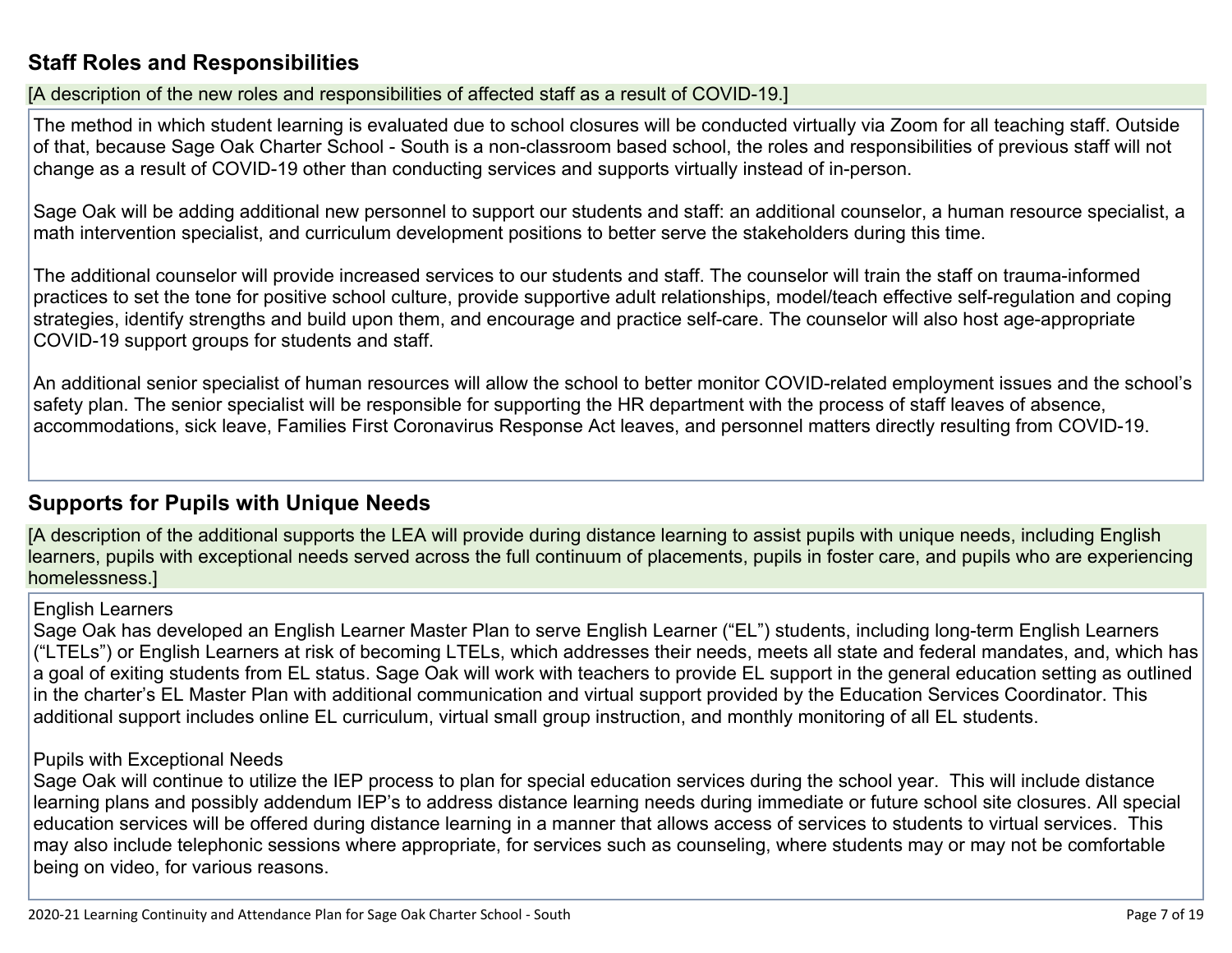## Staff Roles and Responsibilities

[A description of the new roles and responsibilities of affected staff as a result of COVID-19.]

The method in which student learning is evaluated due to school closures will be conducted virtually via Zoom for all teaching staff. Outside of that, because Sage Oak Charter School - South is a non-classroom based school, the roles and responsibilities of previous staff will not change as a result of COVID-19 other than conducting services and supports virtually instead of in-person.

Sage Oak will be adding additional new personnel to support our students and staff: an additional counselor, a human resource specialist, a math intervention specialist, and curriculum development positions to better serve the stakeholders during this time.

The additional counselor will provide increased services to our students and staff. The counselor will train the staff on trauma-informed practices to set the tone for positive school culture, provide supportive adult relationships, model/teach effective self-regulation and coping strategies, identify strengths and build upon them, and encourage and practice self-care. The counselor will also host age-appropriate COVID-19 support groups for students and staff.

An additional senior specialist of human resources will allow the school to better monitor COVID-related employment issues and the school's safety plan. The senior specialist will be responsible for supporting the HR department with the process of staff leaves of absence, accommodations, sick leave, Families First Coronavirus Response Act leaves, and personnel matters directly resulting from COVID-19.

## Supports for Pupils with Unique Needs

[A description of the additional supports the LEA will provide during distance learning to assist pupils with unique needs, including English learners, pupils with exceptional needs served across the full continuum of placements, pupils in foster care, and pupils who are experiencing homelessness.]

English Learners
Sage Oak has developed an English Learner Master Plan to serve English Learner ("EL") students, including long-term English Learners ("LTELs") or English Learners at risk of becoming LTELs, which addresses their needs, meets all state and federal mandates, and, which has a goal of exiting students from EL status. Sage Oak will work with teachers to provide EL support in the general education setting as outlined in the charter's EL Master Plan with additional communication and virtual support provided by the Education Services Coordinator. This additional support includes online EL curriculum, virtual small group instruction, and monthly monitoring of all EL students.

Pupils with Exceptional Needs
Sage Oak will continue to utilize the IEP process to plan for special education services during the school year. This will include distance learning plans and possibly addendum IEP's to address distance learning needs during immediate or future school site closures. All special education services will be offered during distance learning in a manner that allows access of services to students to virtual services. This may also include telephonic sessions where appropriate, for services such as counseling, where students may or may not be comfortable being on video, for various reasons.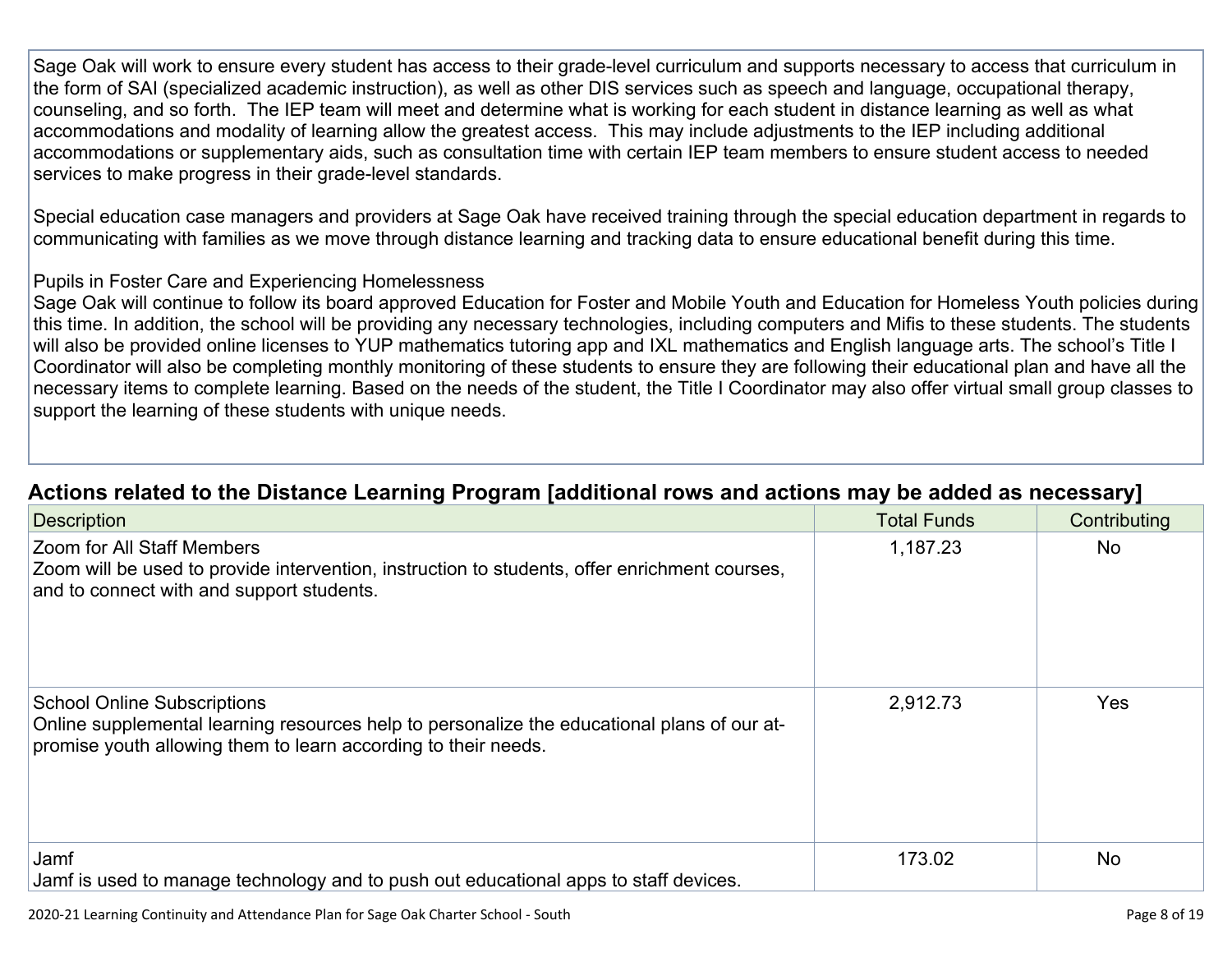Sage Oak will work to ensure every student has access to their grade-level curriculum and supports necessary to access that curriculum in the form of SAI (specialized academic instruction), as well as other DIS services such as speech and language, occupational therapy, counseling, and so forth. The IEP team will meet and determine what is working for each student in distance learning as well as what accommodations and modality of learning allow the greatest access. This may include adjustments to the IEP including additional accommodations or supplementary aids, such as consultation time with certain IEP team members to ensure student access to needed services to make progress in their grade-level standards.

Special education case managers and providers at Sage Oak have received training through the special education department in regards to communicating with families as we move through distance learning and tracking data to ensure educational benefit during this time.

Pupils in Foster Care and Experiencing Homelessness
Sage Oak will continue to follow its board approved Education for Foster and Mobile Youth and Education for Homeless Youth policies during this time. In addition, the school will be providing any necessary technologies, including computers and Mifis to these students. The students will also be provided online licenses to YUP mathematics tutoring app and IXL mathematics and English language arts. The school's Title I Coordinator will also be completing monthly monitoring of these students to ensure they are following their educational plan and have all the necessary items to complete learning. Based on the needs of the student, the Title I Coordinator may also offer virtual small group classes to support the learning of these students with unique needs.

## Actions related to the Distance Learning Program [additional rows and actions may be added as necessary]

| Description | Total Funds | Contributing |
|---|---|---|
| Zoom for All Staff Members<br>Zoom will be used to provide intervention, instruction to students, offer enrichment courses, and to connect with and support students. | 1,187.23 | No |
| School Online Subscriptions<br>Online supplemental learning resources help to personalize the educational plans of our at-promise youth allowing them to learn according to their needs. | 2,912.73 | Yes |
| Jamf<br>Jamf is used to manage technology and to push out educational apps to staff devices. | 173.02 | No |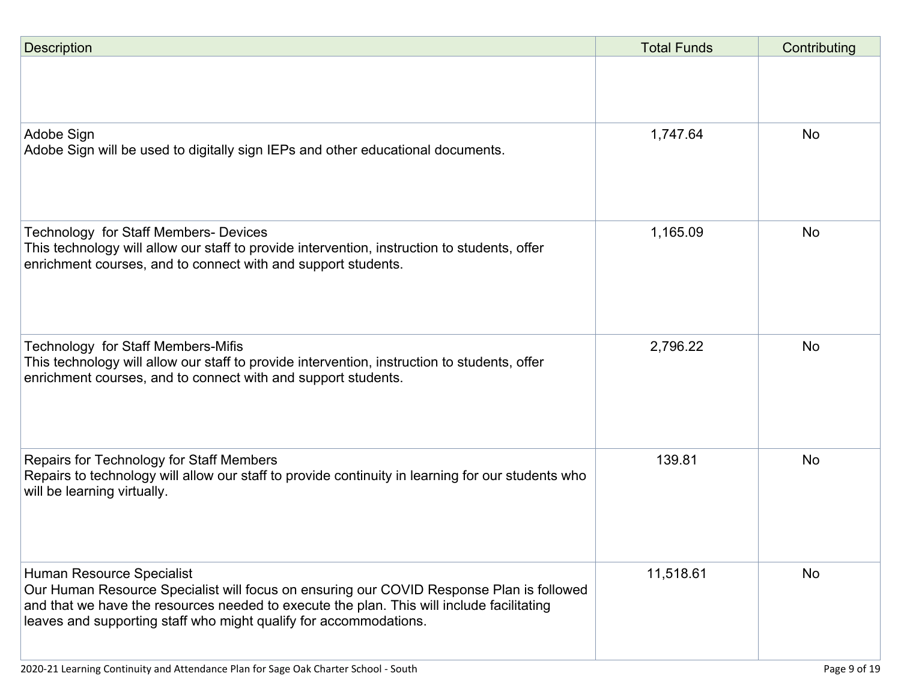| Description | Total Funds | Contributing |
|---|---|---|
| | | |
| Adobe Sign<br>Adobe Sign will be used to digitally sign IEPs and other educational documents. | 1,747.64 | No |
| Technology for Staff Members- Devices<br>This technology will allow our staff to provide intervention, instruction to students, offer enrichment courses, and to connect with and support students. | 1,165.09 | No |
| Technology for Staff Members-Mifis<br>This technology will allow our staff to provide intervention, instruction to students, offer enrichment courses, and to connect with and support students. | 2,796.22 | No |
| Repairs for Technology for Staff Members<br>Repairs to technology will allow our staff to provide continuity in learning for our students who will be learning virtually. | 139.81 | No |
| Human Resource Specialist<br>Our Human Resource Specialist will focus on ensuring our COVID Response Plan is followed and that we have the resources needed to execute the plan. This will include facilitating leaves and supporting staff who might qualify for accommodations. | 11,518.61 | No |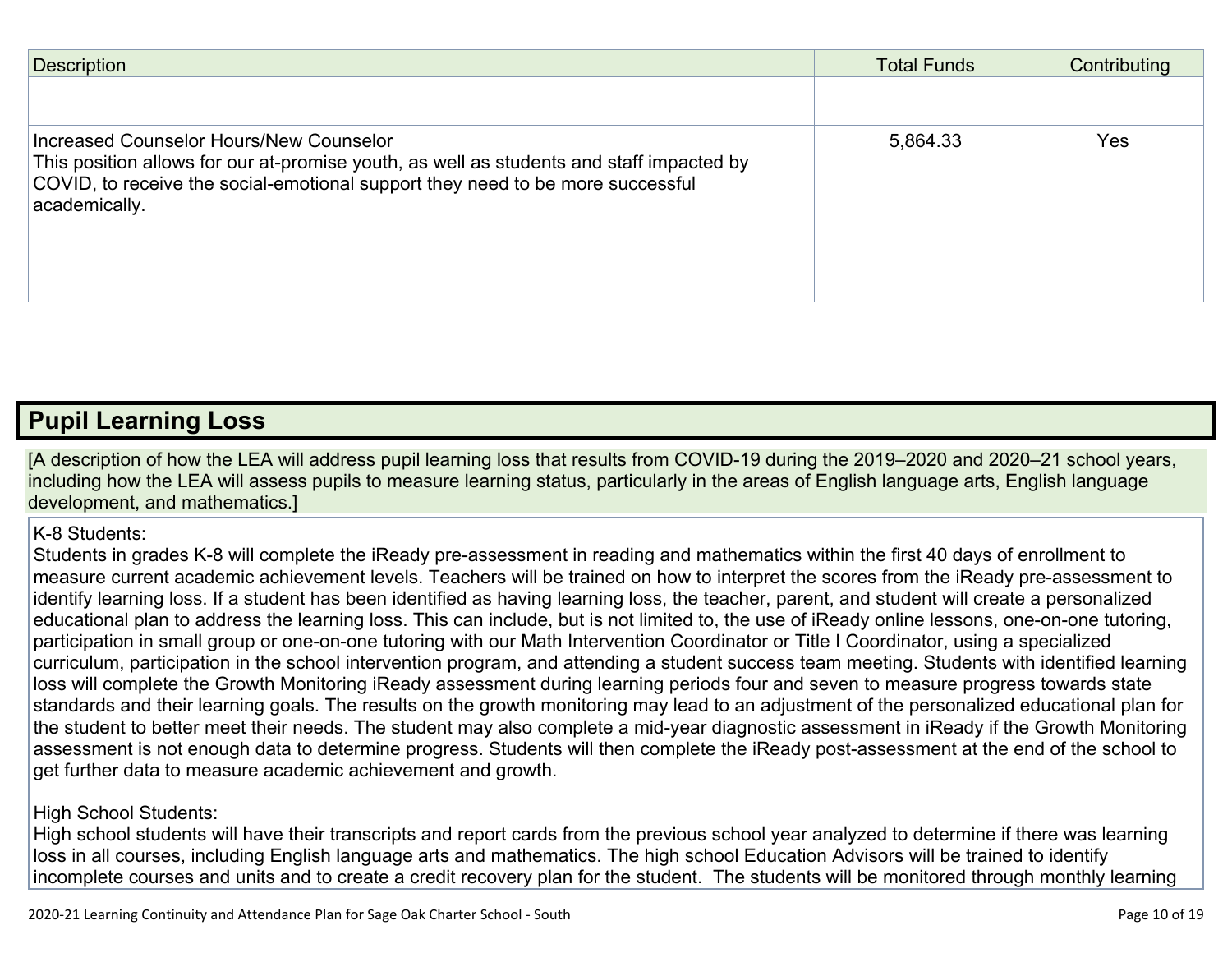| Description | Total Funds | Contributing |
| --- | --- | --- |
| | | |
| Increased Counselor Hours/New Counselor<br>This position allows for our at-promise youth, as well as students and staff impacted by COVID, to receive the social-emotional support they need to be more successful academically. | 5,864.33 | Yes |

## Pupil Learning Loss

[A description of how the LEA will address pupil learning loss that results from COVID-19 during the 2019–2020 and 2020–21 school years, including how the LEA will assess pupils to measure learning status, particularly in the areas of English language arts, English language development, and mathematics.]

K-8 Students:
Students in grades K-8 will complete the iReady pre-assessment in reading and mathematics within the first 40 days of enrollment to measure current academic achievement levels. Teachers will be trained on how to interpret the scores from the iReady pre-assessment to identify learning loss. If a student has been identified as having learning loss, the teacher, parent, and student will create a personalized educational plan to address the learning loss. This can include, but is not limited to, the use of iReady online lessons, one-on-one tutoring, participation in small group or one-on-one tutoring with our Math Intervention Coordinator or Title I Coordinator, using a specialized curriculum, participation in the school intervention program, and attending a student success team meeting. Students with identified learning loss will complete the Growth Monitoring iReady assessment during learning periods four and seven to measure progress towards state standards and their learning goals. The results on the growth monitoring may lead to an adjustment of the personalized educational plan for the student to better meet their needs. The student may also complete a mid-year diagnostic assessment in iReady if the Growth Monitoring assessment is not enough data to determine progress. Students will then complete the iReady post-assessment at the end of the school to get further data to measure academic achievement and growth.

High School Students:
High school students will have their transcripts and report cards from the previous school year analyzed to determine if there was learning loss in all courses, including English language arts and mathematics. The high school Education Advisors will be trained to identify incomplete courses and units and to create a credit recovery plan for the student. The students will be monitored through monthly learning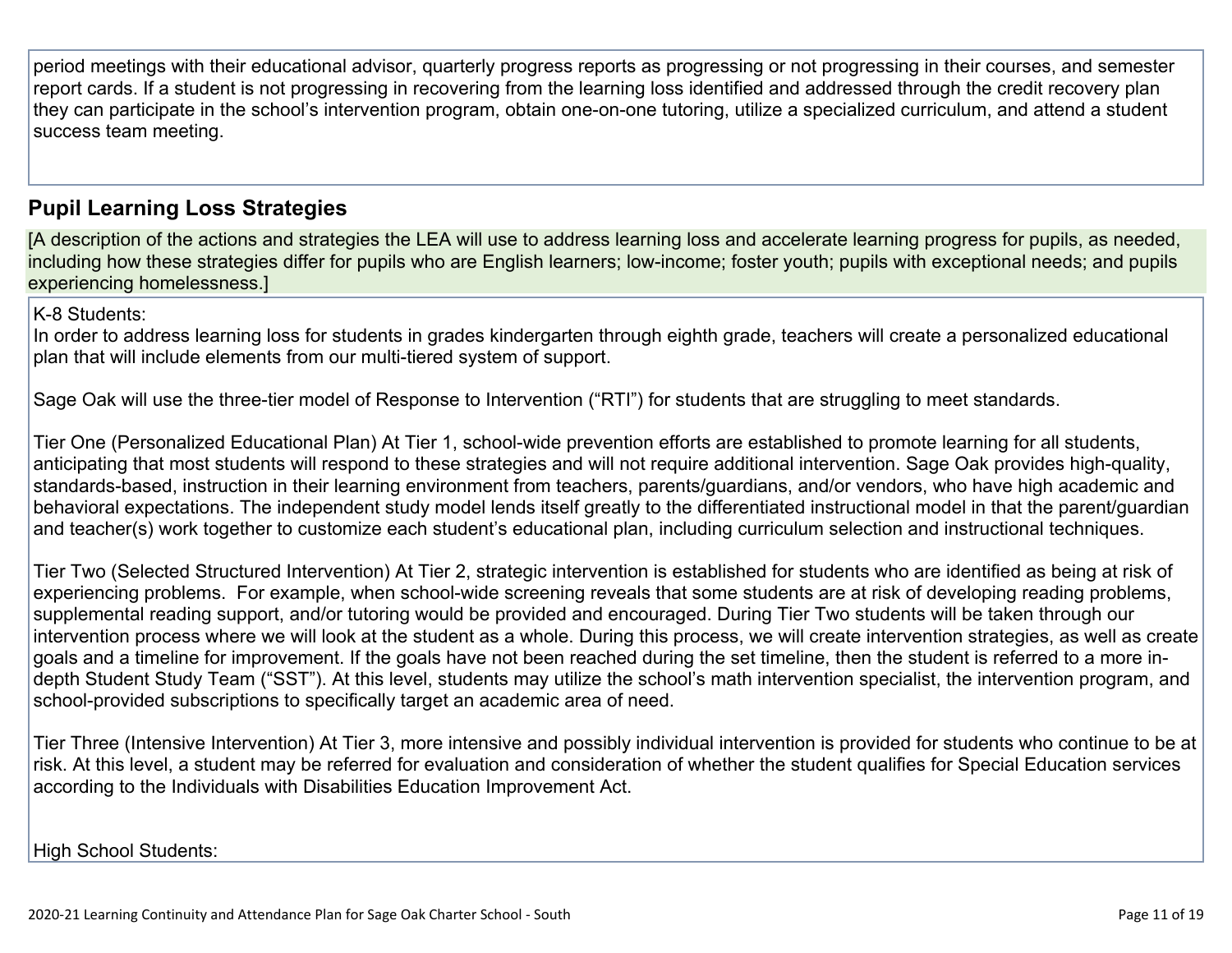period meetings with their educational advisor, quarterly progress reports as progressing or not progressing in their courses, and semester report cards. If a student is not progressing in recovering from the learning loss identified and addressed through the credit recovery plan they can participate in the school's intervention program, obtain one-on-one tutoring, utilize a specialized curriculum, and attend a student success team meeting.

## Pupil Learning Loss Strategies

[A description of the actions and strategies the LEA will use to address learning loss and accelerate learning progress for pupils, as needed, including how these strategies differ for pupils who are English learners; low-income; foster youth; pupils with exceptional needs; and pupils experiencing homelessness.]

K-8 Students:
In order to address learning loss for students in grades kindergarten through eighth grade, teachers will create a personalized educational plan that will include elements from our multi-tiered system of support.

Sage Oak will use the three-tier model of Response to Intervention ("RTI") for students that are struggling to meet standards.

Tier One (Personalized Educational Plan) At Tier 1, school-wide prevention efforts are established to promote learning for all students, anticipating that most students will respond to these strategies and will not require additional intervention. Sage Oak provides high-quality, standards-based, instruction in their learning environment from teachers, parents/guardians, and/or vendors, who have high academic and behavioral expectations. The independent study model lends itself greatly to the differentiated instructional model in that the parent/guardian and teacher(s) work together to customize each student's educational plan, including curriculum selection and instructional techniques.

Tier Two (Selected Structured Intervention) At Tier 2, strategic intervention is established for students who are identified as being at risk of experiencing problems. For example, when school-wide screening reveals that some students are at risk of developing reading problems, supplemental reading support, and/or tutoring would be provided and encouraged. During Tier Two students will be taken through our intervention process where we will look at the student as a whole. During this process, we will create intervention strategies, as well as create goals and a timeline for improvement. If the goals have not been reached during the set timeline, then the student is referred to a more in-depth Student Study Team ("SST"). At this level, students may utilize the school's math intervention specialist, the intervention program, and school-provided subscriptions to specifically target an academic area of need.

Tier Three (Intensive Intervention) At Tier 3, more intensive and possibly individual intervention is provided for students who continue to be at risk. At this level, a student may be referred for evaluation and consideration of whether the student qualifies for Special Education services according to the Individuals with Disabilities Education Improvement Act.

High School Students: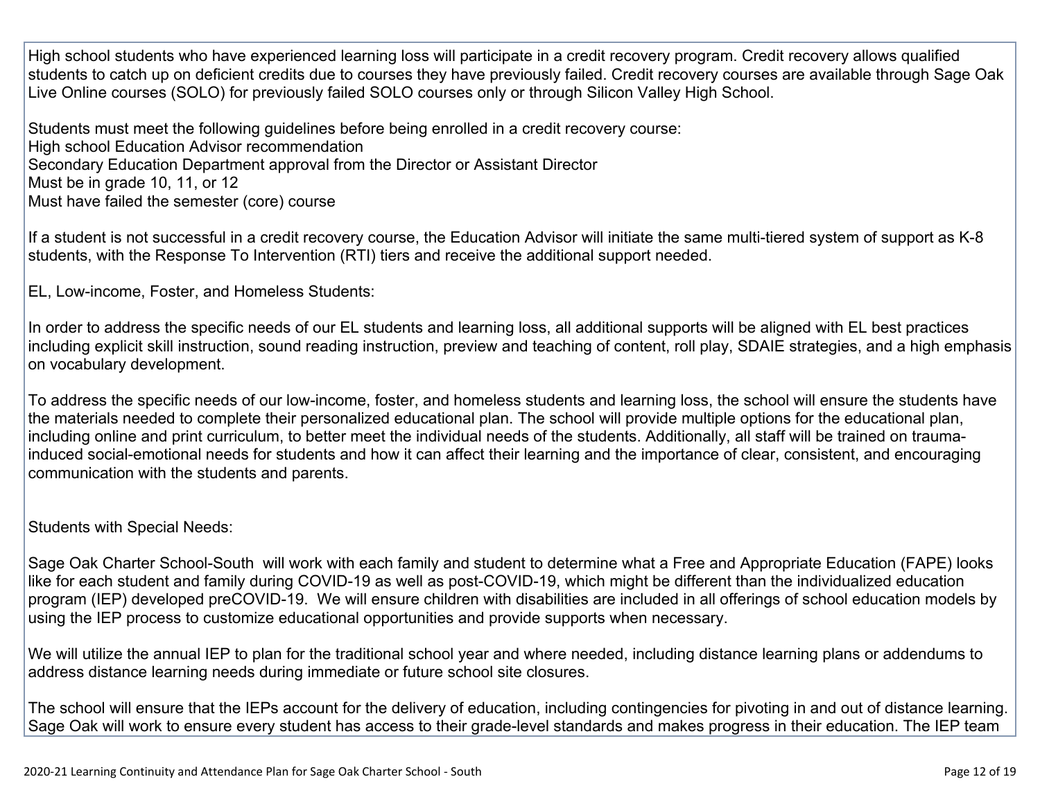High school students who have experienced learning loss will participate in a credit recovery program. Credit recovery allows qualified students to catch up on deficient credits due to courses they have previously failed. Credit recovery courses are available through Sage Oak Live Online courses (SOLO) for previously failed SOLO courses only or through Silicon Valley High School.

Students must meet the following guidelines before being enrolled in a credit recovery course:
High school Education Advisor recommendation
Secondary Education Department approval from the Director or Assistant Director
Must be in grade 10, 11, or 12
Must have failed the semester (core) course

If a student is not successful in a credit recovery course, the Education Advisor will initiate the same multi-tiered system of support as K-8 students, with the Response To Intervention (RTI) tiers and receive the additional support needed.

EL, Low-income, Foster, and Homeless Students:

In order to address the specific needs of our EL students and learning loss, all additional supports will be aligned with EL best practices including explicit skill instruction, sound reading instruction, preview and teaching of content, roll play, SDAIE strategies, and a high emphasis on vocabulary development.

To address the specific needs of our low-income, foster, and homeless students and learning loss, the school will ensure the students have the materials needed to complete their personalized educational plan. The school will provide multiple options for the educational plan, including online and print curriculum, to better meet the individual needs of the students. Additionally, all staff will be trained on trauma-induced social-emotional needs for students and how it can affect their learning and the importance of clear, consistent, and encouraging communication with the students and parents.

Students with Special Needs:

Sage Oak Charter School-South will work with each family and student to determine what a Free and Appropriate Education (FAPE) looks like for each student and family during COVID-19 as well as post-COVID-19, which might be different than the individualized education program (IEP) developed preCOVID-19. We will ensure children with disabilities are included in all offerings of school education models by using the IEP process to customize educational opportunities and provide supports when necessary.

We will utilize the annual IEP to plan for the traditional school year and where needed, including distance learning plans or addendums to address distance learning needs during immediate or future school site closures.

The school will ensure that the IEPs account for the delivery of education, including contingencies for pivoting in and out of distance learning. Sage Oak will work to ensure every student has access to their grade-level standards and makes progress in their education. The IEP team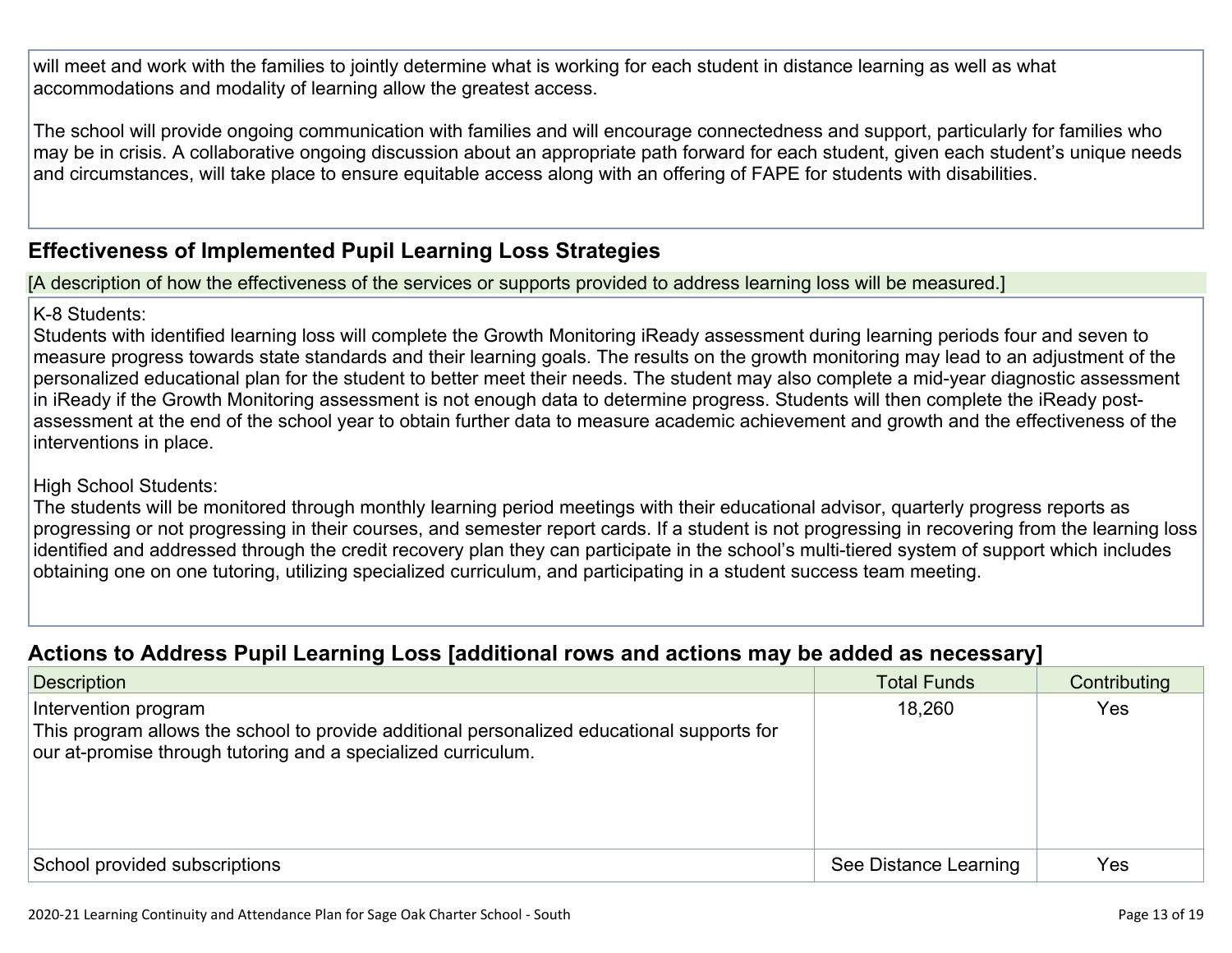will meet and work with the families to jointly determine what is working for each student in distance learning as well as what accommodations and modality of learning allow the greatest access.

The school will provide ongoing communication with families and will encourage connectedness and support, particularly for families who may be in crisis. A collaborative ongoing discussion about an appropriate path forward for each student, given each student's unique needs and circumstances, will take place to ensure equitable access along with an offering of FAPE for students with disabilities.

## Effectiveness of Implemented Pupil Learning Loss Strategies

[A description of how the effectiveness of the services or supports provided to address learning loss will be measured.]

K-8 Students:
Students with identified learning loss will complete the Growth Monitoring iReady assessment during learning periods four and seven to measure progress towards state standards and their learning goals. The results on the growth monitoring may lead to an adjustment of the personalized educational plan for the student to better meet their needs. The student may also complete a mid-year diagnostic assessment in iReady if the Growth Monitoring assessment is not enough data to determine progress. Students will then complete the iReady post-assessment at the end of the school year to obtain further data to measure academic achievement and growth and the effectiveness of the interventions in place.

High School Students:
The students will be monitored through monthly learning period meetings with their educational advisor, quarterly progress reports as progressing or not progressing in their courses, and semester report cards. If a student is not progressing in recovering from the learning loss identified and addressed through the credit recovery plan they can participate in the school's multi-tiered system of support which includes obtaining one on one tutoring, utilizing specialized curriculum, and participating in a student success team meeting.

## Actions to Address Pupil Learning Loss [additional rows and actions may be added as necessary]

| Description | Total Funds | Contributing |
|---|---|---|
| Intervention program<br>This program allows the school to provide additional personalized educational supports for our at-promise through tutoring and a specialized curriculum. | 18,260 | Yes |
| School provided subscriptions | See Distance Learning | Yes |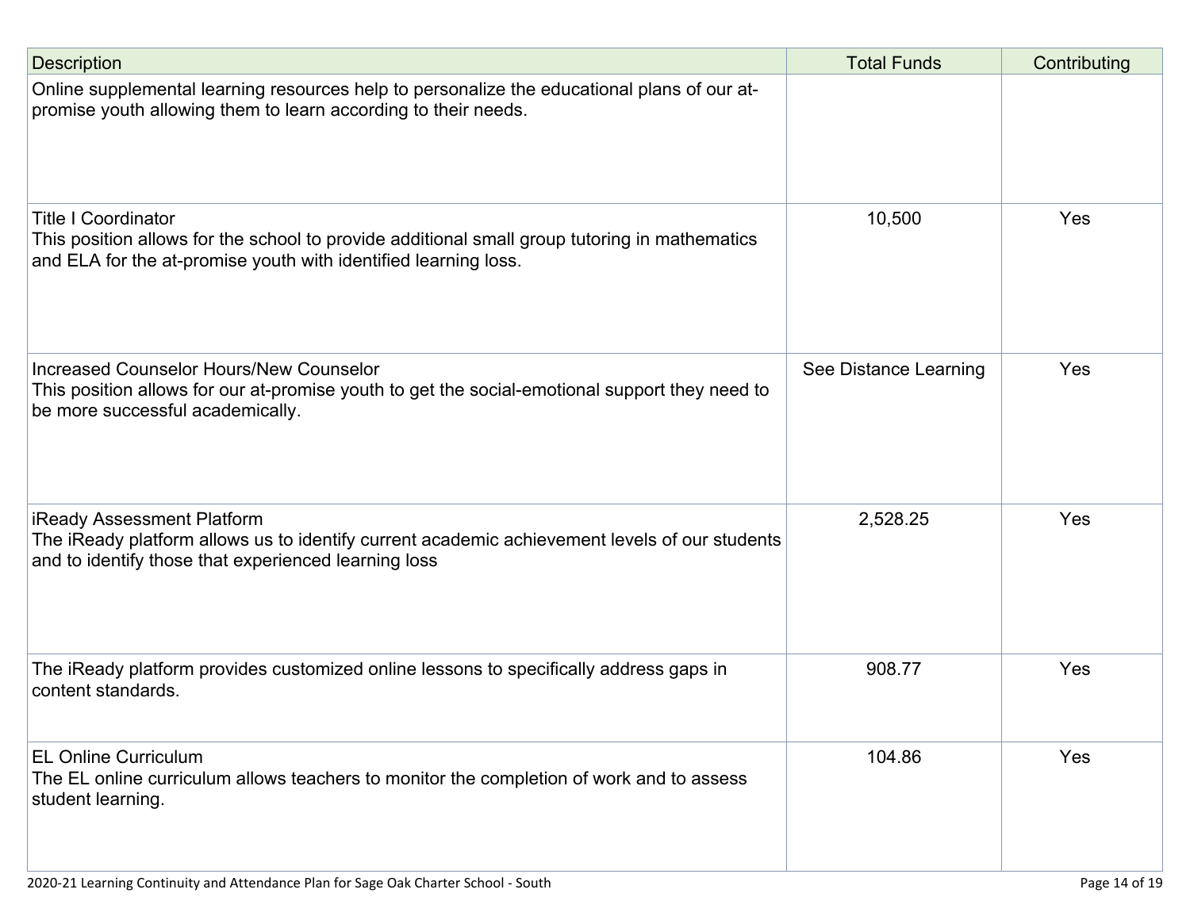| Description | Total Funds | Contributing |
|---|---|---|
| Online supplemental learning resources help to personalize the educational plans of our at-promise youth allowing them to learn according to their needs. | | |
| Title I Coordinator<br>This position allows for the school to provide additional small group tutoring in mathematics and ELA for the at-promise youth with identified learning loss. | 10,500 | Yes |
| Increased Counselor Hours/New Counselor<br>This position allows for our at-promise youth to get the social-emotional support they need to be more successful academically. | See Distance Learning | Yes |
| iReady Assessment Platform<br>The iReady platform allows us to identify current academic achievement levels of our students and to identify those that experienced learning loss | 2,528.25 | Yes |
| The iReady platform provides customized online lessons to specifically address gaps in content standards. | 908.77 | Yes |
| EL Online Curriculum<br>The EL online curriculum allows teachers to monitor the completion of work and to assess student learning. | 104.86 | Yes |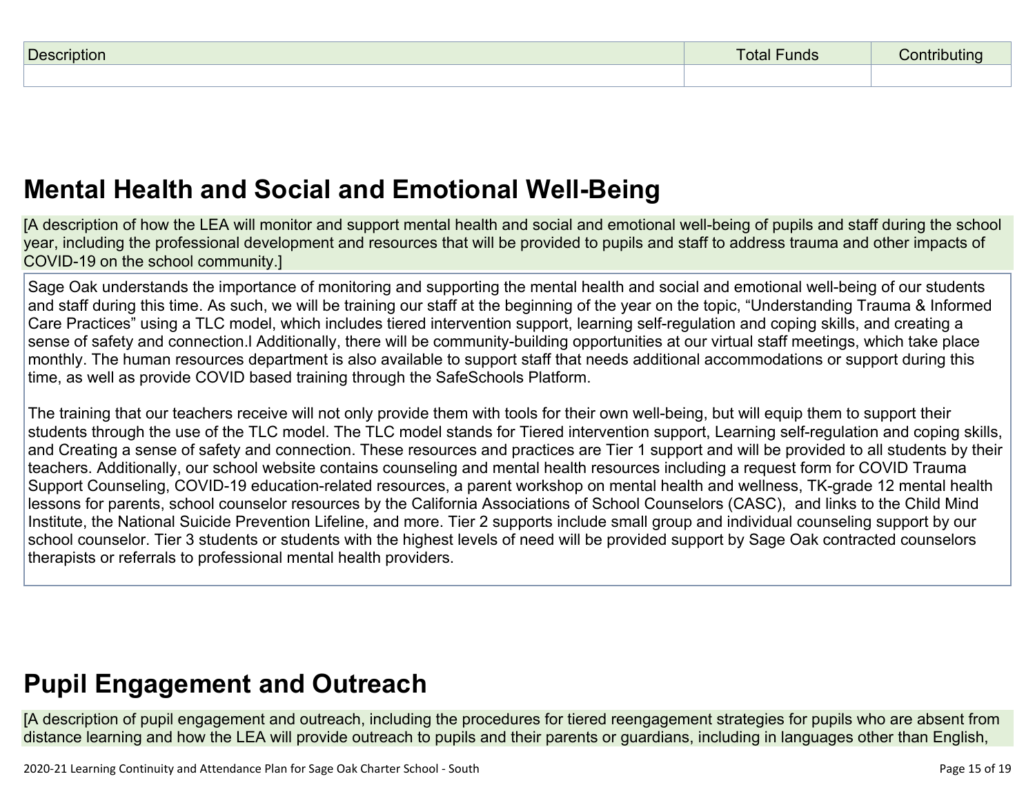| Description | Total Funds | Contributing |
|---|---|---|
| | | |

## Mental Health and Social and Emotional Well-Being

[A description of how the LEA will monitor and support mental health and social and emotional well-being of pupils and staff during the school year, including the professional development and resources that will be provided to pupils and staff to address trauma and other impacts of COVID-19 on the school community.]

Sage Oak understands the importance of monitoring and supporting the mental health and social and emotional well-being of our students and staff during this time. As such, we will be training our staff at the beginning of the year on the topic, “Understanding Trauma & Informed Care Practices” using a TLC model, which includes tiered intervention support, learning self-regulation and coping skills, and creating a sense of safety and connection.I Additionally, there will be community-building opportunities at our virtual staff meetings, which take place monthly. The human resources department is also available to support staff that needs additional accommodations or support during this time, as well as provide COVID based training through the SafeSchools Platform.

The training that our teachers receive will not only provide them with tools for their own well-being, but will equip them to support their students through the use of the TLC model. The TLC model stands for Tiered intervention support, Learning self-regulation and coping skills, and Creating a sense of safety and connection. These resources and practices are Tier 1 support and will be provided to all students by their teachers. Additionally, our school website contains counseling and mental health resources including a request form for COVID Trauma Support Counseling, COVID-19 education-related resources, a parent workshop on mental health and wellness, TK-grade 12 mental health lessons for parents, school counselor resources by the California Associations of School Counselors (CASC), and links to the Child Mind Institute, the National Suicide Prevention Lifeline, and more. Tier 2 supports include small group and individual counseling support by our school counselor. Tier 3 students or students with the highest levels of need will be provided support by Sage Oak contracted counselors therapists or referrals to professional mental health providers.

## Pupil Engagement and Outreach

[A description of pupil engagement and outreach, including the procedures for tiered reengagement strategies for pupils who are absent from distance learning and how the LEA will provide outreach to pupils and their parents or guardians, including in languages other than English,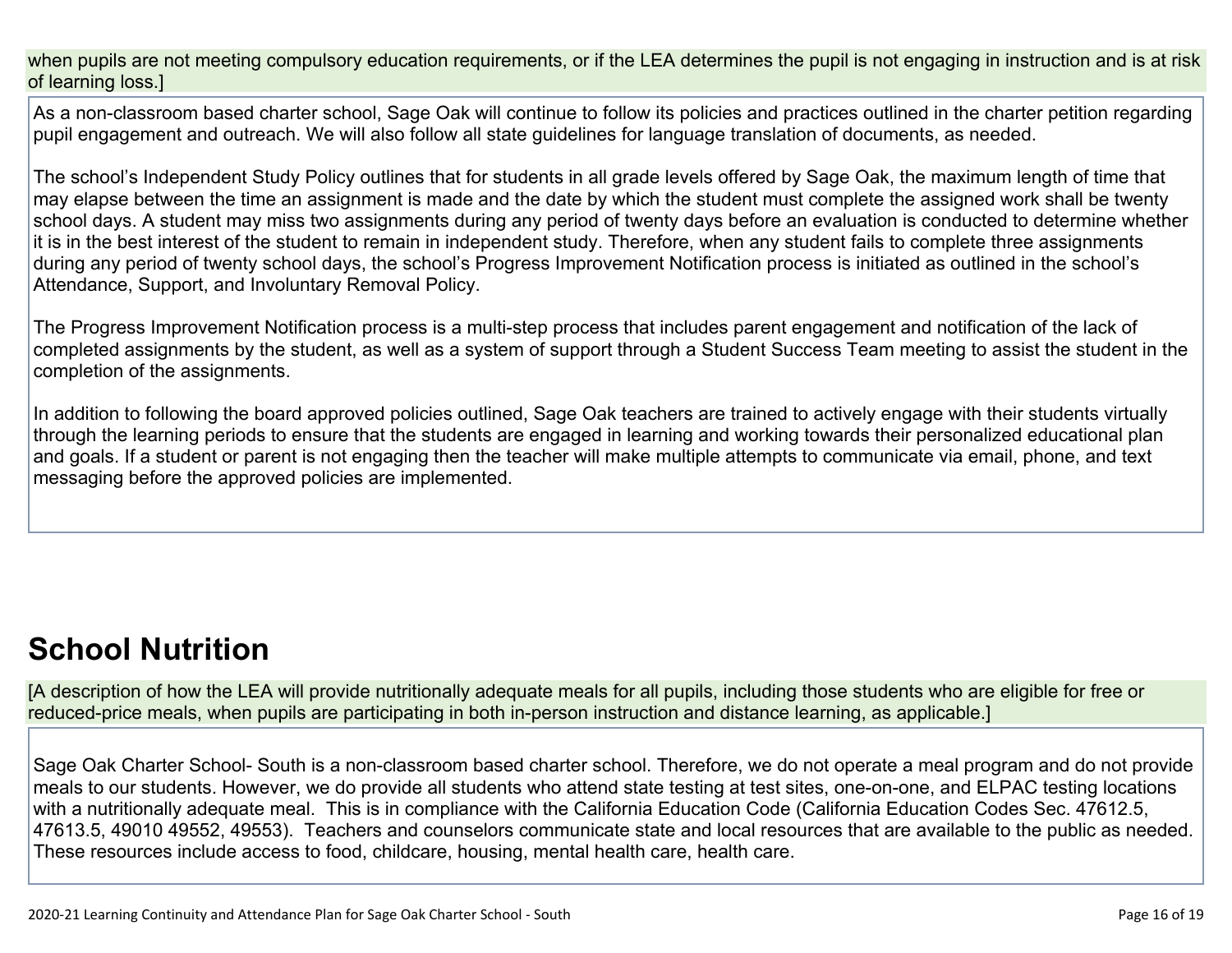when pupils are not meeting compulsory education requirements, or if the LEA determines the pupil is not engaging in instruction and is at risk of learning loss.]

As a non-classroom based charter school, Sage Oak will continue to follow its policies and practices outlined in the charter petition regarding pupil engagement and outreach. We will also follow all state guidelines for language translation of documents, as needed.

The school's Independent Study Policy outlines that for students in all grade levels offered by Sage Oak, the maximum length of time that may elapse between the time an assignment is made and the date by which the student must complete the assigned work shall be twenty school days. A student may miss two assignments during any period of twenty days before an evaluation is conducted to determine whether it is in the best interest of the student to remain in independent study. Therefore, when any student fails to complete three assignments during any period of twenty school days, the school's Progress Improvement Notification process is initiated as outlined in the school's Attendance, Support, and Involuntary Removal Policy.

The Progress Improvement Notification process is a multi-step process that includes parent engagement and notification of the lack of completed assignments by the student, as well as a system of support through a Student Success Team meeting to assist the student in the completion of the assignments.

In addition to following the board approved policies outlined, Sage Oak teachers are trained to actively engage with their students virtually through the learning periods to ensure that the students are engaged in learning and working towards their personalized educational plan and goals. If a student or parent is not engaging then the teacher will make multiple attempts to communicate via email, phone, and text messaging before the approved policies are implemented.

## School Nutrition

[A description of how the LEA will provide nutritionally adequate meals for all pupils, including those students who are eligible for free or reduced-price meals, when pupils are participating in both in-person instruction and distance learning, as applicable.]

Sage Oak Charter School- South is a non-classroom based charter school. Therefore, we do not operate a meal program and do not provide meals to our students. However, we do provide all students who attend state testing at test sites, one-on-one, and ELPAC testing locations with a nutritionally adequate meal. This is in compliance with the California Education Code (California Education Codes Sec. 47612.5, 47613.5, 49010 49552, 49553). Teachers and counselors communicate state and local resources that are available to the public as needed. These resources include access to food, childcare, housing, mental health care, health care.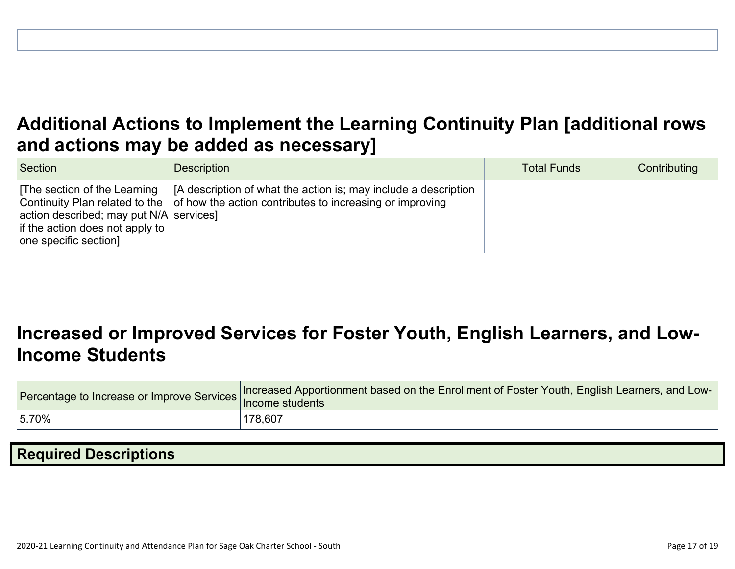## Additional Actions to Implement the Learning Continuity Plan [additional rows and actions may be added as necessary]

| Section | Description | Total Funds | Contributing |
|---|---|---|---|
| [The section of the Learning Continuity Plan related to the action described; may put N/A if the action does not apply to one specific section] | [A description of what the action is; may include a description of how the action contributes to increasing or improving services] | | |

## Increased or Improved Services for Foster Youth, English Learners, and Low-Income Students

| Percentage to Increase or Improve Services | Increased Apportionment based on the Enrollment of Foster Youth, English Learners, and Low-Income students |
|---|---|
| 5.70% | 178,607 |

### Required Descriptions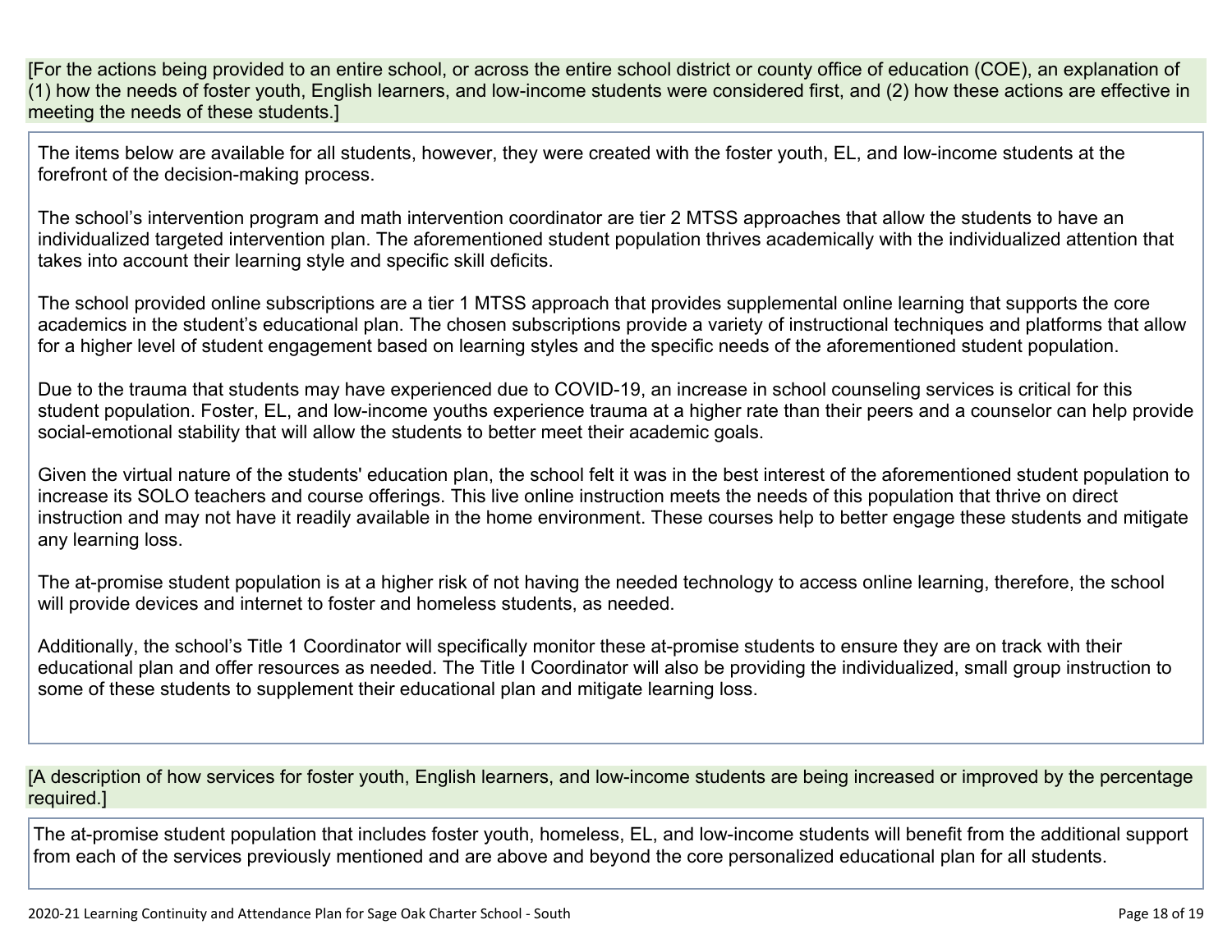[For the actions being provided to an entire school, or across the entire school district or county office of education (COE), an explanation of (1) how the needs of foster youth, English learners, and low-income students were considered first, and (2) how these actions are effective in meeting the needs of these students.]

The items below are available for all students, however, they were created with the foster youth, EL, and low-income students at the forefront of the decision-making process.

The school's intervention program and math intervention coordinator are tier 2 MTSS approaches that allow the students to have an individualized targeted intervention plan. The aforementioned student population thrives academically with the individualized attention that takes into account their learning style and specific skill deficits.

The school provided online subscriptions are a tier 1 MTSS approach that provides supplemental online learning that supports the core academics in the student's educational plan. The chosen subscriptions provide a variety of instructional techniques and platforms that allow for a higher level of student engagement based on learning styles and the specific needs of the aforementioned student population.

Due to the trauma that students may have experienced due to COVID-19, an increase in school counseling services is critical for this student population. Foster, EL, and low-income youths experience trauma at a higher rate than their peers and a counselor can help provide social-emotional stability that will allow the students to better meet their academic goals.

Given the virtual nature of the students' education plan, the school felt it was in the best interest of the aforementioned student population to increase its SOLO teachers and course offerings. This live online instruction meets the needs of this population that thrive on direct instruction and may not have it readily available in the home environment. These courses help to better engage these students and mitigate any learning loss.

The at-promise student population is at a higher risk of not having the needed technology to access online learning, therefore, the school will provide devices and internet to foster and homeless students, as needed.

Additionally, the school's Title 1 Coordinator will specifically monitor these at-promise students to ensure they are on track with their educational plan and offer resources as needed. The Title I Coordinator will also be providing the individualized, small group instruction to some of these students to supplement their educational plan and mitigate learning loss.

[A description of how services for foster youth, English learners, and low-income students are being increased or improved by the percentage required.]

The at-promise student population that includes foster youth, homeless, EL, and low-income students will benefit from the additional support from each of the services previously mentioned and are above and beyond the core personalized educational plan for all students.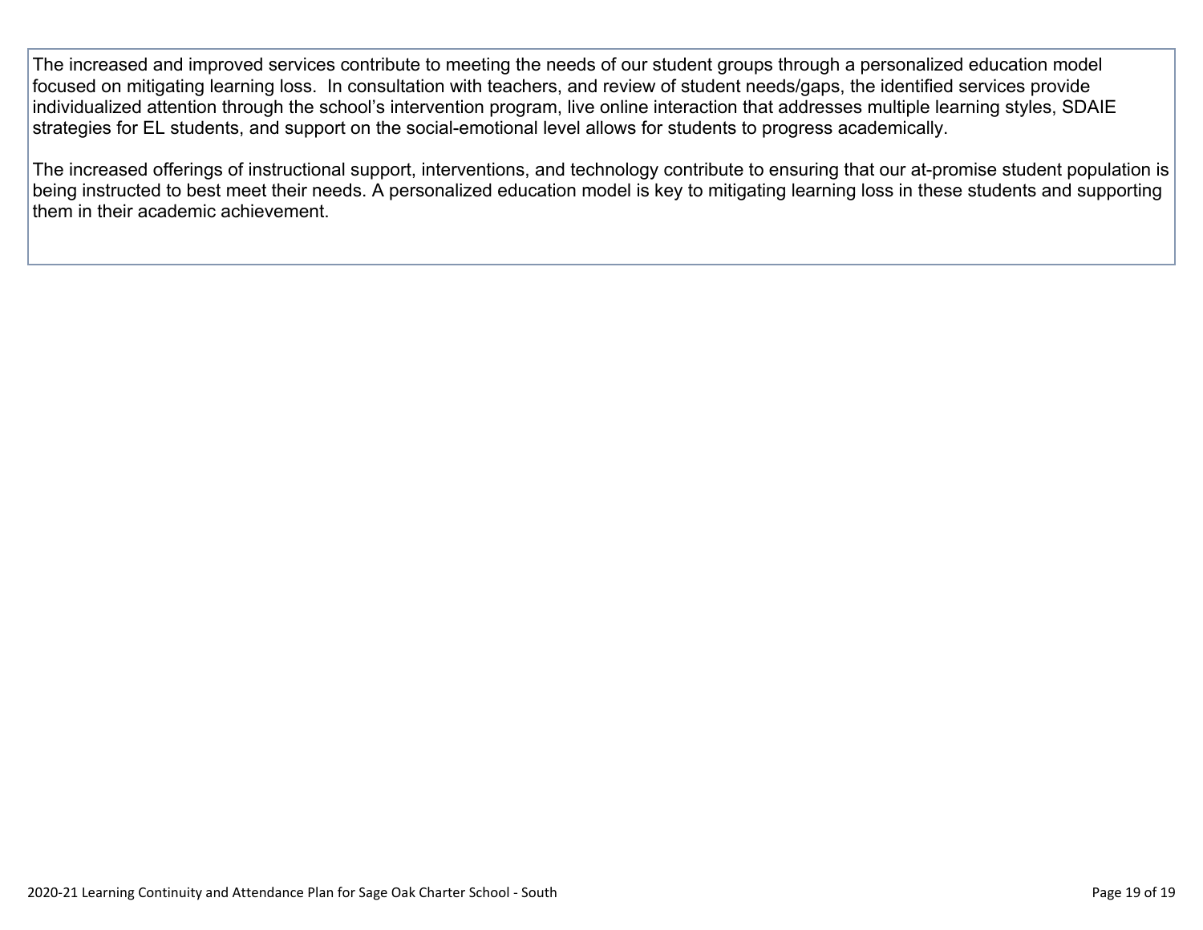The increased and improved services contribute to meeting the needs of our student groups through a personalized education model focused on mitigating learning loss. In consultation with teachers, and review of student needs/gaps, the identified services provide individualized attention through the school's intervention program, live online interaction that addresses multiple learning styles, SDAIE strategies for EL students, and support on the social-emotional level allows for students to progress academically.

The increased offerings of instructional support, interventions, and technology contribute to ensuring that our at-promise student population is being instructed to best meet their needs. A personalized education model is key to mitigating learning loss in these students and supporting them in their academic achievement.